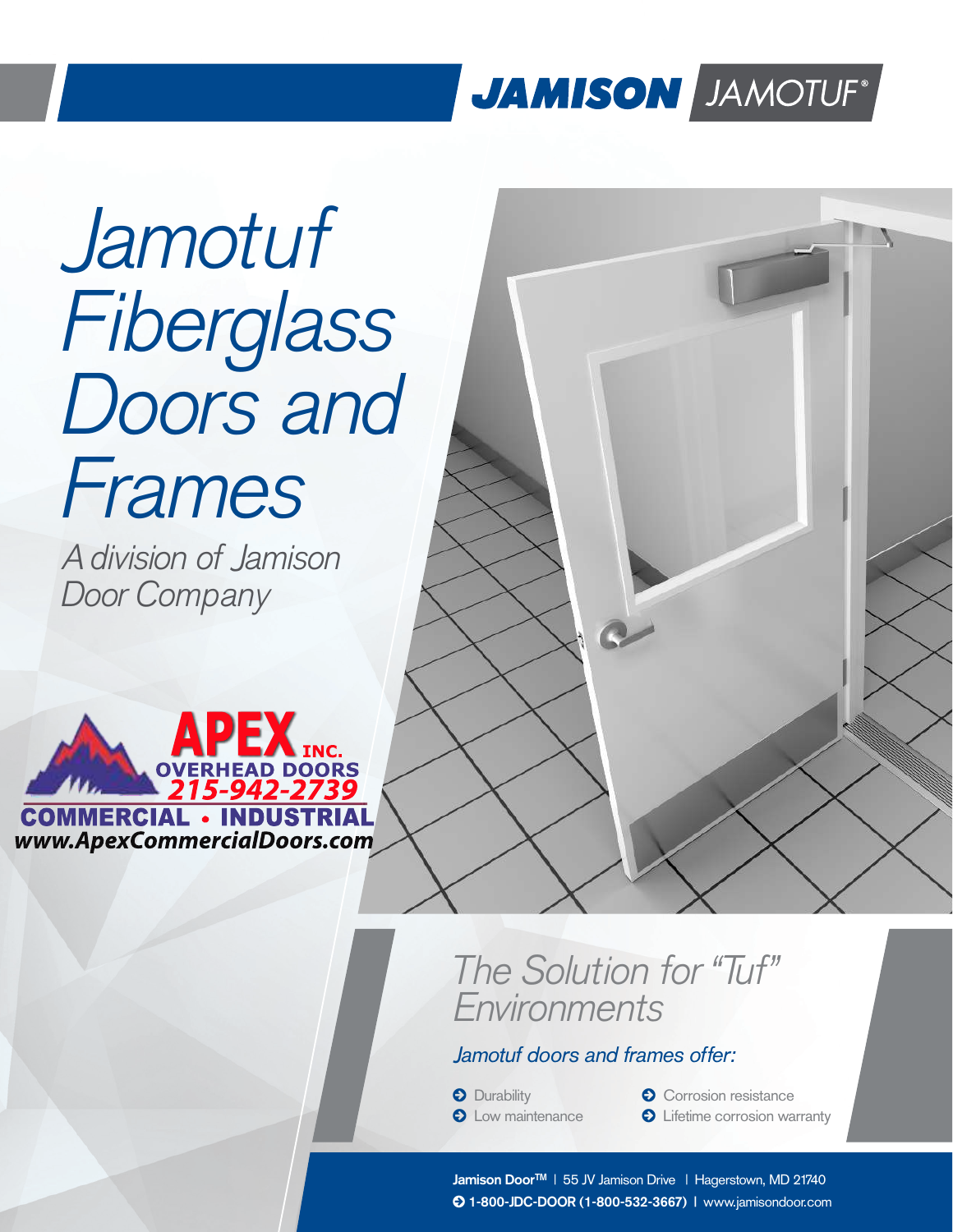**JAMISON** JAMOTUF®

# Jamotuf Fiberglass Doors and Frames

*A division of Jamison Door Company*

**APEX INC.**
**OVERHEAD DOORS**
**215-942-2739**
**COMMERCIAL • INDUSTRIAL**
**www.ApexCommercialDoors.com**

## The Solution for "Tuf" Environments

*Jamotuf doors and frames offer:*

- Durability
- Low maintenance
- Corrosion resistance
- Lifetime corrosion warranty

**Jamison Door™** | 55 JV Jamison Drive | Hagerstown, MD 21740
**1-800-JDC-DOOR (1-800-532-3667)** | www.jamisondoor.com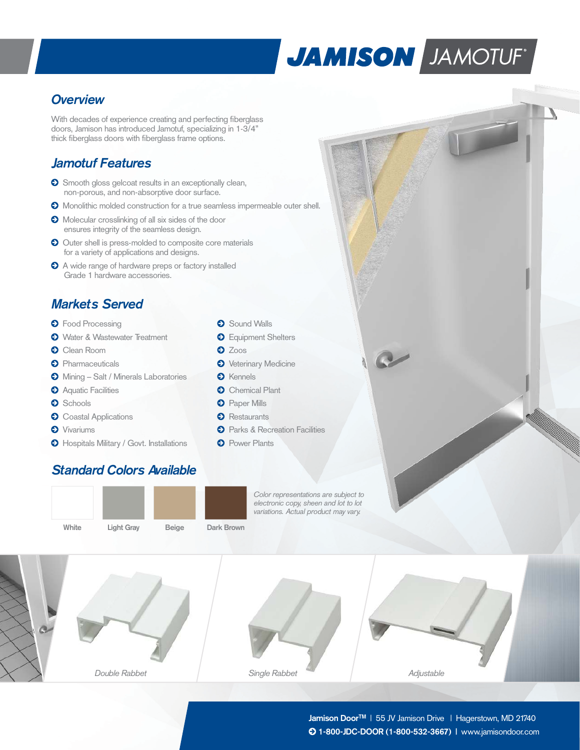# JAMISON JAMOTUF®

## Overview

With decades of experience creating and perfecting fiberglass doors, Jamison has introduced Jamotuf, specializing in 1-3/4" thick fiberglass doors with fiberglass frame options.

## Jamotuf Features

- Smooth gloss gelcoat results in an exceptionally clean, non-porous, and non-absorptive door surface.
- Monolithic molded construction for a true seamless impermeable outer shell.
- Molecular crosslinking of all six sides of the door ensures integrity of the seamless design.
- Outer shell is press-molded to composite core materials for a variety of applications and designs.
- A wide range of hardware preps or factory installed Grade 1 hardware accessories.

## Markets Served

- Food Processing
- Water & Wastewater Treatment
- Clean Room
- Pharmaceuticals
- Mining – Salt / Minerals Laboratories
- Aquatic Facilities
- Schools
- Coastal Applications
- Vivariums
- Hospitals Military / Govt. Installations
- Sound Walls
- Equipment Shelters
- Zoos
- Veterinary Medicine
- Kennels
- Chemical Plant
- Paper Mills
- Restaurants
- Parks & Recreation Facilities
- Power Plants

## Standard Colors Available

White

Light Gray

Beige

Dark Brown

*Color representations are subject to electronic copy, sheen and lot to lot variations. Actual product may vary.*

*Double Rabbet*

*Single Rabbet*

*Adjustable*

**Jamison Door™** | 55 JV Jamison Drive | Hagerstown, MD 21740

**1-800-JDC-DOOR (1-800-532-3667)** | www.jamisondoor.com